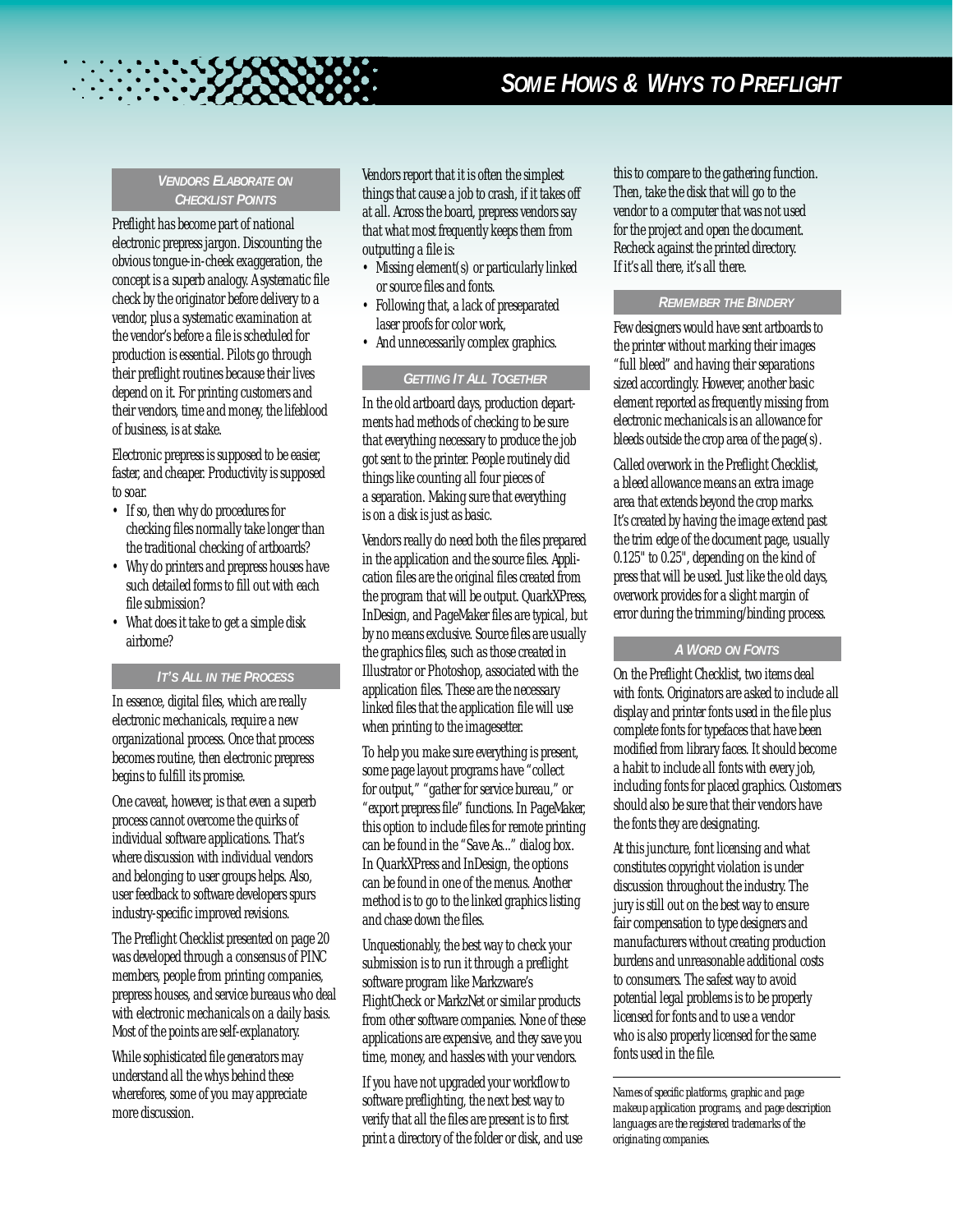# Some Hows & Whys to Preflight

## Vendors Elaborate on Checklist Points

Preflight has become part of national electronic prepress jargon. Discounting the obvious tongue-in-cheek exaggeration, the concept is a superb analogy. A systematic file check by the originator before delivery to a vendor, plus a systematic examination at the vendor's before a file is scheduled for production is essential. Pilots go through their preflight routines because their lives depend on it. For printing customers and their vendors, time and money, the lifeblood of business, is at stake.

Electronic prepress is supposed to be easier, faster, and cheaper. Productivity is supposed to soar.

- If so, then why do procedures for checking files normally take longer than the traditional checking of artboards?
- Why do printers and prepress houses have such detailed forms to fill out with each file submission?
- What does it take to get a simple disk airborne?

## It's All in the Process

In essence, digital files, which are really electronic mechanicals, require a new organizational process. Once that process becomes routine, then electronic prepress begins to fulfill its promise.

One caveat, however, is that even a superb process cannot overcome the quirks of individual software applications. That's where discussion with individual vendors and belonging to user groups helps. Also, user feedback to software developers spurs industry-specific improved revisions.

The Preflight Checklist presented on page 20 was developed through a consensus of PINC members, people from printing companies, prepress houses, and service bureaus who deal with electronic mechanicals on a daily basis. Most of the points are self-explanatory.

While sophisticated file generators may understand all the whys behind these wherefores, some of you may appreciate more discussion.

Vendors report that it is often the simplest things that cause a job to crash, if it takes off at all. Across the board, prepress vendors say that what most frequently keeps them from outputting a file is:

- Missing element(s) or particularly linked or source files and fonts.
- Following that, a lack of preseparated laser proofs for color work,
- And unnecessarily complex graphics.

## Getting It All Together

In the old artboard days, production departments had methods of checking to be sure that everything necessary to produce the job got sent to the printer. People routinely did things like counting all four pieces of a separation. Making sure that everything is on a disk is just as basic.

Vendors really do need both the files prepared in the application and the source files. Application files are the original files created from the program that will be output. QuarkXPress, InDesign, and PageMaker files are typical, but by no means exclusive. Source files are usually the graphics files, such as those created in Illustrator or Photoshop, associated with the application files. These are the necessary linked files that the application file will use when printing to the imagesetter.

To help you make sure everything is present, some page layout programs have "collect for output," "gather for service bureau," or "export prepress file" functions. In PageMaker, this option to include files for remote printing can be found in the "Save As..." dialog box. In QuarkXPress and InDesign, the options can be found in one of the menus. Another method is to go to the linked graphics listing and chase down the files.

Unquestionably, the best way to check your submission is to run it through a preflight software program like Markzware's FlightCheck or MarkzNet or similar products from other software companies. None of these applications are expensive, and they save you time, money, and hassles with your vendors.

If you have not upgraded your workflow to software preflighting, the next best way to verify that all the files are present is to first print a directory of the folder or disk, and use this to compare to the gathering function. Then, take the disk that will go to the vendor to a computer that was not used for the project and open the document. Recheck against the printed directory. If it's all there, it's all there.

## Remember the Bindery

Few designers would have sent artboards to the printer without marking their images "full bleed" and having their separations sized accordingly. However, another basic element reported as frequently missing from electronic mechanicals is an allowance for bleeds outside the crop area of the page(s).

Called overwork in the Preflight Checklist, a bleed allowance means an extra image area that extends beyond the crop marks. It's created by having the image extend past the trim edge of the document page, usually 0.125" to 0.25", depending on the kind of press that will be used. Just like the old days, overwork provides for a slight margin of error during the trimming/binding process.

## A Word on Fonts

On the Preflight Checklist, two items deal with fonts. Originators are asked to include all display and printer fonts used in the file plus complete fonts for typefaces that have been modified from library faces. It should become a habit to include all fonts with every job, including fonts for placed graphics. Customers should also be sure that their vendors have the fonts they are designating.

At this juncture, font licensing and what constitutes copyright violation is under discussion throughout the industry. The jury is still out on the best way to ensure fair compensation to type designers and manufacturers without creating production burdens and unreasonable additional costs to consumers. The safest way to avoid potential legal problems is to be properly licensed for fonts and to use a vendor who is also properly licensed for the same fonts used in the file.

---

*Names of specific platforms, graphic and page makeup application programs, and page description languages are the registered trademarks of the originating companies.*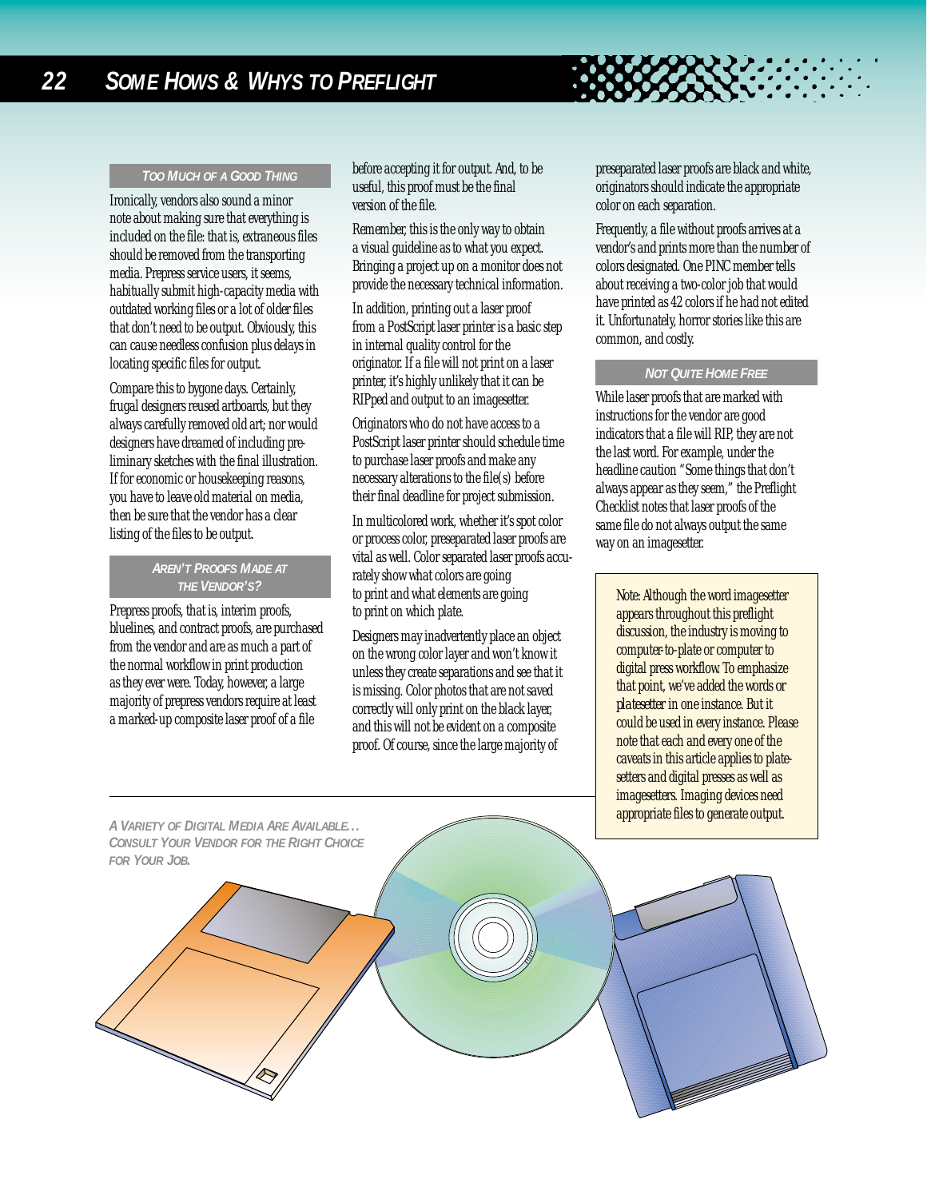### Too Much of a Good Thing

Ironically, vendors also sound a minor note about making sure that everything is included on the file: that is, extraneous files should be removed from the transporting media. Prepress service users, it seems, habitually submit high-capacity media with outdated working files or a lot of older files that don't need to be output. Obviously, this can cause needless confusion plus delays in locating specific files for output.

Compare this to bygone days. Certainly, frugal designers reused artboards, but they always carefully removed old art; nor would designers have dreamed of including preliminary sketches with the final illustration. If for economic or housekeeping reasons, you have to leave old material on media, then be sure that the vendor has a clear listing of the files to be output.

### Aren't Proofs Made at the Vendor's?

Prepress proofs, that is, interim proofs, bluelines, and contract proofs, are purchased from the vendor and are as much a part of the normal workflow in print production as they ever were. Today, however, a large majority of prepress vendors require at least a marked-up composite laser proof of a file before accepting it for output. And, to be useful, this proof must be the final version of the file.

Remember, this is the only way to obtain a visual guideline as to what you expect. Bringing a project up on a monitor does not provide the necessary technical information.

In addition, printing out a laser proof from a PostScript laser printer is a basic step in internal quality control for the originator. If a file will not print on a laser printer, it's highly unlikely that it can be RIPped and output to an imagesetter.

Originators who do not have access to a PostScript laser printer should schedule time to purchase laser proofs and make any necessary alterations to the file(s) before their final deadline for project submission.

In multicolored work, whether it's spot color or process color, preseparated laser proofs are vital as well. Color separated laser proofs accurately show what colors are going to print and what elements are going to print on which plate.

Designers may inadvertently place an object on the wrong color layer and won't know it unless they create separations and see that it is missing. Color photos that are not saved correctly will only print on the black layer, and this will not be evident on a composite proof. Of course, since the large majority of preseparated laser proofs are black and white, originators should indicate the appropriate color on each separation.

Frequently, a file without proofs arrives at a vendor's and prints more than the number of colors designated. One PINC member tells about receiving a two-color job that would have printed as 42 colors if he had not edited it. Unfortunately, horror stories like this are common, and costly.

### Not Quite Home Free

While laser proofs that are marked with instructions for the vendor are good indicators that a file will RIP, they are not the last word. For example, under the headline caution "Some things that don't always appear as they seem," the Preflight Checklist notes that laser proofs of the same file do not always output the same way on an imagesetter.

> Note: Although the word imagesetter appears throughout this preflight discussion, the industry is moving to computer-to-plate or computer to digital press workflow. To emphasize that point, we've added the words or *platesetter* in one instance. But it could be used in every instance. Please note that each and every one of the caveats in this article applies to platesetters and digital presses as well as imagesetters. Imaging devices need appropriate files to generate output.

*A Variety of Digital Media Are Available… Consult Your Vendor for the Right Choice for Your Job.*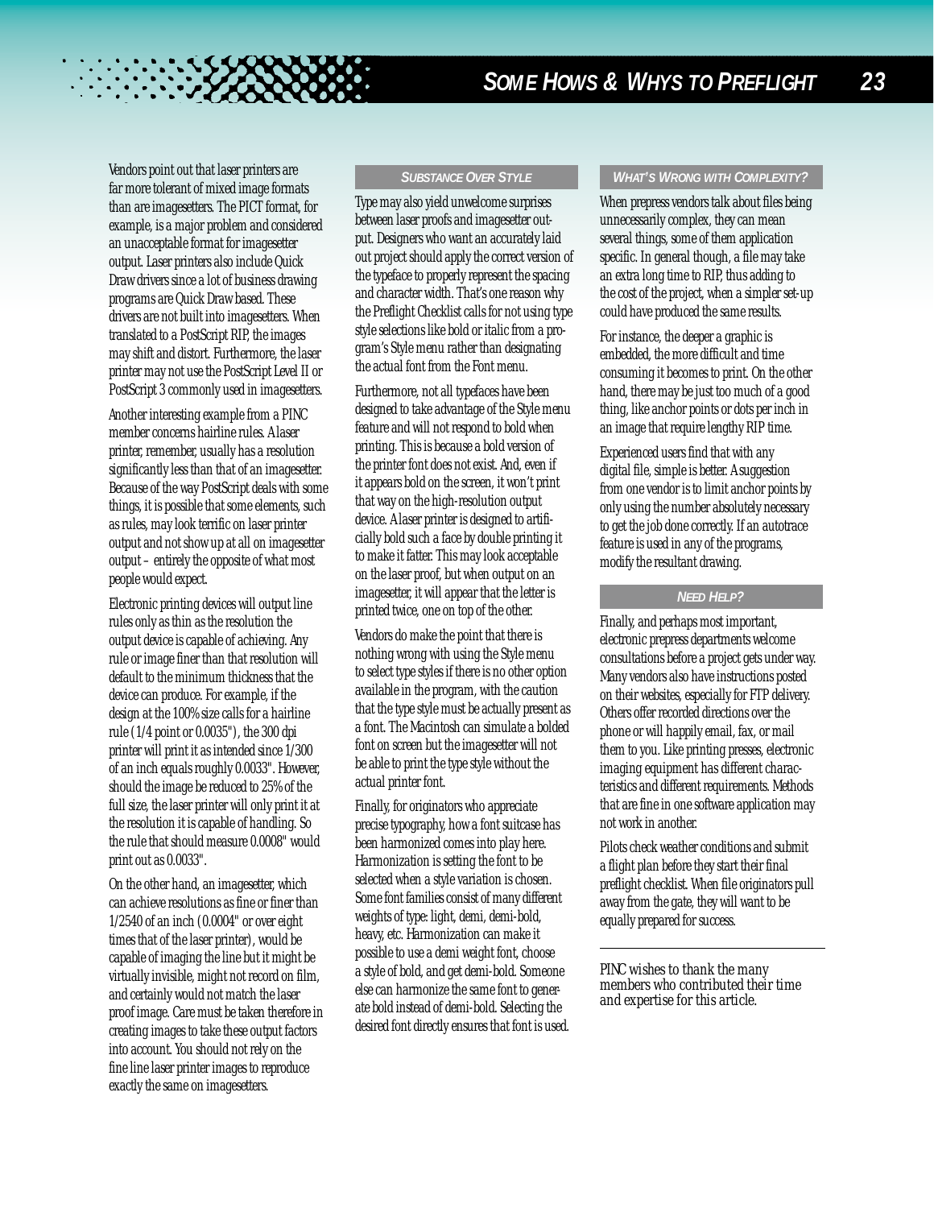Vendors point out that laser printers are far more tolerant of mixed image formats than are imagesetters. The PICT format, for example, is a major problem and considered an unacceptable format for imagesetter output. Laser printers also include Quick Draw drivers since a lot of business drawing programs are Quick Draw based. These drivers are not built into imagesetters. When translated to a PostScript RIP, the images may shift and distort. Furthermore, the laser printer may not use the PostScript Level II or PostScript 3 commonly used in imagesetters.

Another interesting example from a PINC member concerns hairline rules. A laser printer, remember, usually has a resolution significantly less than that of an imagesetter. Because of the way PostScript deals with some things, it is possible that some elements, such as rules, may look terrific on laser printer output and not show up at all on imagesetter output – entirely the opposite of what most people would expect.

Electronic printing devices will output line rules only as thin as the resolution the output device is capable of achieving. Any rule or image finer than that resolution will default to the minimum thickness that the device can produce. For example, if the design at the 100% size calls for a hairline rule (1/4 point or 0.0035"), the 300 dpi printer will print it as intended since 1/300 of an inch equals roughly 0.0033". However, should the image be reduced to 25% of the full size, the laser printer will only print it at the resolution it is capable of handling. So the rule that should measure 0.0008" would print out as 0.0033".

On the other hand, an imagesetter, which can achieve resolutions as fine or finer than 1/2540 of an inch (0.0004" or over eight times that of the laser printer), would be capable of imaging the line but it might be virtually invisible, might not record on film, and certainly would not match the laser proof image. Care must be taken therefore in creating images to take these output factors into account. You should not rely on the fine line laser printer images to reproduce exactly the same on imagesetters.

## Substance Over Style

Type may also yield unwelcome surprises between laser proofs and imagesetter output. Designers who want an accurately laid out project should apply the correct version of the typeface to properly represent the spacing and character width. That's one reason why the Preflight Checklist calls for not using type style selections like bold or italic from a program's Style menu rather than designating the actual font from the Font menu.

Furthermore, not all typefaces have been designed to take advantage of the Style menu feature and will not respond to bold when printing. This is because a bold version of the printer font does not exist. And, even if it appears bold on the screen, it won't print that way on the high-resolution output device. A laser printer is designed to artificially bold such a face by double printing it to make it fatter. This may look acceptable on the laser proof, but when output on an imagesetter, it will appear that the letter is printed twice, one on top of the other.

Vendors do make the point that there is nothing wrong with using the Style menu to select type styles if there is no other option available in the program, with the caution that the type style must be actually present as a font. The Macintosh can simulate a bolded font on screen but the imagesetter will not be able to print the type style without the actual printer font.

Finally, for originators who appreciate precise typography, how a font suitcase has been harmonized comes into play here. Harmonization is setting the font to be selected when a style variation is chosen. Some font families consist of many different weights of type: light, demi, demi-bold, heavy, etc. Harmonization can make it possible to use a demi weight font, choose a style of bold, and get demi-bold. Someone else can harmonize the same font to generate bold instead of demi-bold. Selecting the desired font directly ensures that font is used.

## What's Wrong with Complexity?

When prepress vendors talk about files being unnecessarily complex, they can mean several things, some of them application specific. In general though, a file may take an extra long time to RIP, thus adding to the cost of the project, when a simpler set-up could have produced the same results.

For instance, the deeper a graphic is embedded, the more difficult and time consuming it becomes to print. On the other hand, there may be just too much of a good thing, like anchor points or dots per inch in an image that require lengthy RIP time.

Experienced users find that with any digital file, simple is better. A suggestion from one vendor is to limit anchor points by only using the number absolutely necessary to get the job done correctly. If an autotrace feature is used in any of the programs, modify the resultant drawing.

## Need Help?

Finally, and perhaps most important, electronic prepress departments welcome consultations before a project gets under way. Many vendors also have instructions posted on their websites, especially for FTP delivery. Others offer recorded directions over the phone or will happily email, fax, or mail them to you. Like printing presses, electronic imaging equipment has different characteristics and different requirements. Methods that are fine in one software application may not work in another.

Pilots check weather conditions and submit a flight plan before they start their final preflight checklist. When file originators pull away from the gate, they will want to be equally prepared for success.

---

*PINC wishes to thank the many members who contributed their time and expertise for this article.*